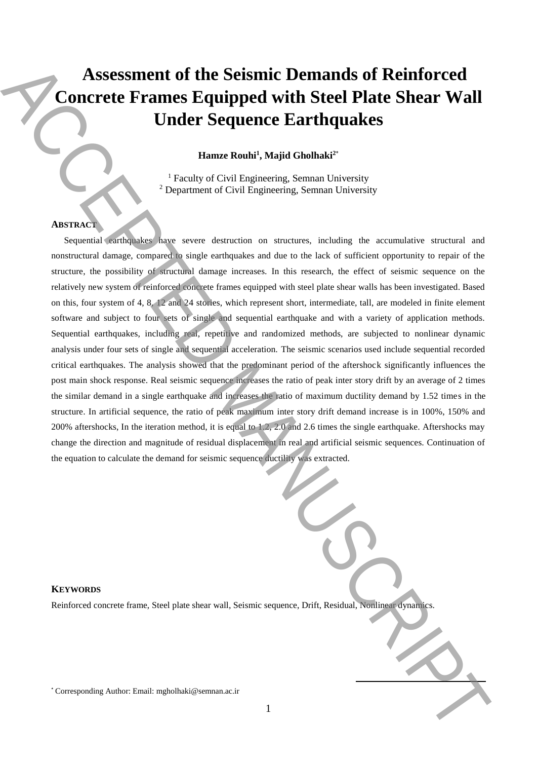# Assessment of the Seismic Demands of Reinforced Concrete Frames Equipped with Steel Plate Shear Wall Under Sequence Earthquakes

**Hamze Rouhi[1], Majid Gholhaki[2*]**

[1] Faculty of Civil Engineering, Semnan University
[2] Department of Civil Engineering, Semnan University

## ABSTRACT

Sequential earthquakes have severe destruction on structures, including the accumulative structural and nonstructural damage, compared to single earthquakes and due to the lack of sufficient opportunity to repair of the structure, the possibility of structural damage increases. In this research, the effect of seismic sequence on the relatively new system of reinforced concrete frames equipped with steel plate shear walls has been investigated. Based on this, four system of 4, 8, 12 and 24 stories, which represent short, intermediate, tall, are modeled in finite element software and subject to four sets of single and sequential earthquake and with a variety of application methods. Sequential earthquakes, including real, repetitive and randomized methods, are subjected to nonlinear dynamic analysis under four sets of single and sequential acceleration. The seismic scenarios used include sequential recorded critical earthquakes. The analysis showed that the predominant period of the aftershock significantly influences the post main shock response. Real seismic sequence increases the ratio of peak inter story drift by an average of 2 times the similar demand in a single earthquake and increases the ratio of maximum ductility demand by 1.52 times in the structure. In artificial sequence, the ratio of peak maximum inter story drift demand increase is in 100%, 150% and 200% aftershocks, In the iteration method, it is equal to 1.2, 2.0 and 2.6 times the single earthquake. Aftershocks may change the direction and magnitude of residual displacement in real and artificial seismic sequences. Continuation of the equation to calculate the demand for seismic sequence ductility was extracted.

## KEYWORDS

Reinforced concrete frame, Steel plate shear wall, Seismic sequence, Drift, Residual, Nonlinear dynamics.

* Corresponding Author: Email: mgholhaki@semnan.ac.ir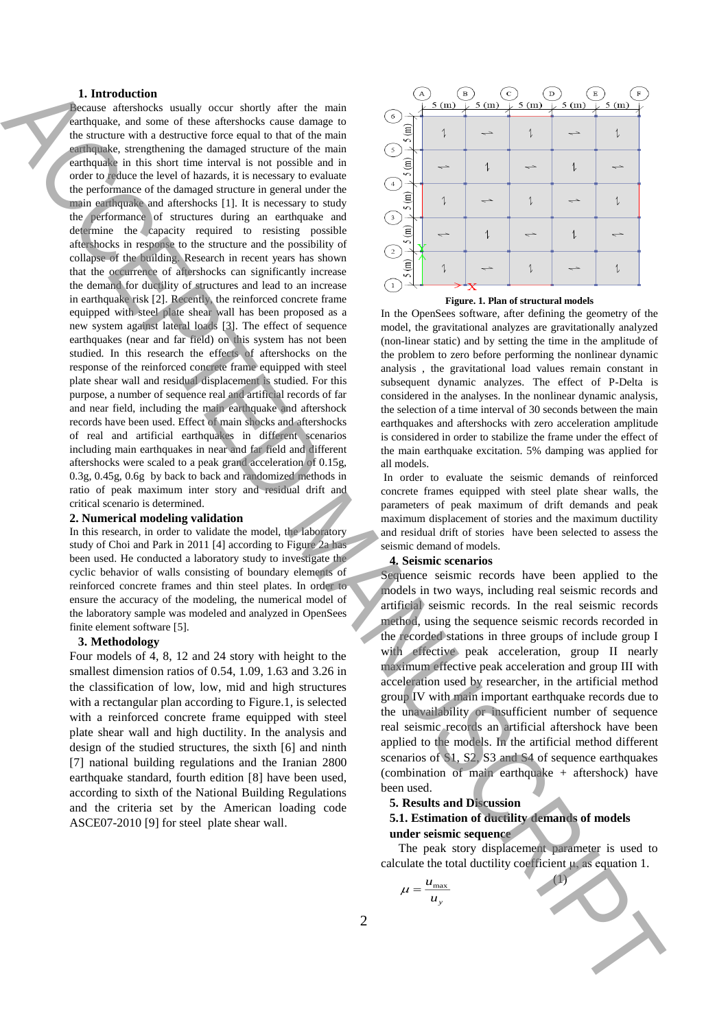## 1. Introduction

Because aftershocks usually occur shortly after the main earthquake, and some of these aftershocks cause damage to the structure with a destructive force equal to that of the main earthquake, strengthening the damaged structure of the main earthquake in this short time interval is not possible and in order to reduce the level of hazards, it is necessary to evaluate the performance of the damaged structure in general under the main earthquake and aftershocks [1]. It is necessary to study the performance of structures during an earthquake and determine the capacity required to resisting possible aftershocks in response to the structure and the possibility of collapse of the building. Research in recent years has shown that the occurrence of aftershocks can significantly increase the demand for ductility of structures and lead to an increase in earthquake risk [2]. Recently, the reinforced concrete frame equipped with steel plate shear wall has been proposed as a new system against lateral loads [3]. The effect of sequence earthquakes (near and far field) on this system has not been studied. In this research the effects of aftershocks on the response of the reinforced concrete frame equipped with steel plate shear wall and residual displacement is studied. For this purpose, a number of sequence real and artificial records of far and near field, including the main earthquake and aftershock records have been used. Effect of main shocks and aftershocks of real and artificial earthquakes in different scenarios including main earthquakes in near and far field and different aftershocks were scaled to a peak grand acceleration of 0.15g, 0.3g, 0.45g, 0.6g by back to back and randomized methods in ratio of peak maximum inter story and residual drift and critical scenario is determined.

## 2. Numerical modeling validation

In this research, in order to validate the model, the laboratory study of Choi and Park in 2011 [4] according to Figure 2a has been used. He conducted a laboratory study to investigate the cyclic behavior of walls consisting of boundary elements of reinforced concrete frames and thin steel plates. In order to ensure the accuracy of the modeling, the numerical model of the laboratory sample was modeled and analyzed in OpenSees finite element software [5].

## 3. Methodology

Four models of 4, 8, 12 and 24 story with height to the smallest dimension ratios of 0.54, 1.09, 1.63 and 3.26 in the classification of low, low, mid and high structures with a rectangular plan according to Figure.1, is selected with a reinforced concrete frame equipped with steel plate shear wall and high ductility. In the analysis and design of the studied structures, the sixth [6] and ninth [7] national building regulations and the Iranian 2800 earthquake standard, fourth edition [8] have been used, according to sixth of the National Building Regulations and the criteria set by the American loading code ASCE07-2010 [9] for steel plate shear wall.

**Figure. 1. Plan of structural models**

In the OpenSees software, after defining the geometry of the model, the gravitational analyzes are gravitationally analyzed (non-linear static) and by setting the time in the amplitude of the problem to zero before performing the nonlinear dynamic analysis , the gravitational load values remain constant in subsequent dynamic analyzes. The effect of P-Delta is considered in the analyses. In the nonlinear dynamic analysis, the selection of a time interval of 30 seconds between the main earthquakes and aftershocks with zero acceleration amplitude is considered in order to stabilize the frame under the effect of the main earthquake excitation. 5% damping was applied for all models.

In order to evaluate the seismic demands of reinforced concrete frames equipped with steel plate shear walls, the parameters of peak maximum of drift demands and peak maximum displacement of stories and the maximum ductility and residual drift of stories have been selected to assess the seismic demand of models.

## 4. Seismic scenarios

Sequence seismic records have been applied to the models in two ways, including real seismic records and artificial seismic records. In the real seismic records method, using the sequence seismic records recorded in the recorded stations in three groups of include group I with effective peak acceleration, group II nearly maximum effective peak acceleration and group III with acceleration used by researcher, in the artificial method group IV with main important earthquake records due to the unavailability or insufficient number of sequence real seismic records an artificial aftershock have been applied to the models. In the artificial method different scenarios of S1, S2, S3 and S4 of sequence earthquakes (combination of main earthquake + aftershock) have been used.

## 5. Results and Discussion

### 5.1. Estimation of ductility demands of models under seismic sequence

The peak story displacement parameter is used to calculate the total ductility coefficient μ, as equation 1.

$$\mu = \frac{u_{\max}}{u_y} \tag{1}$$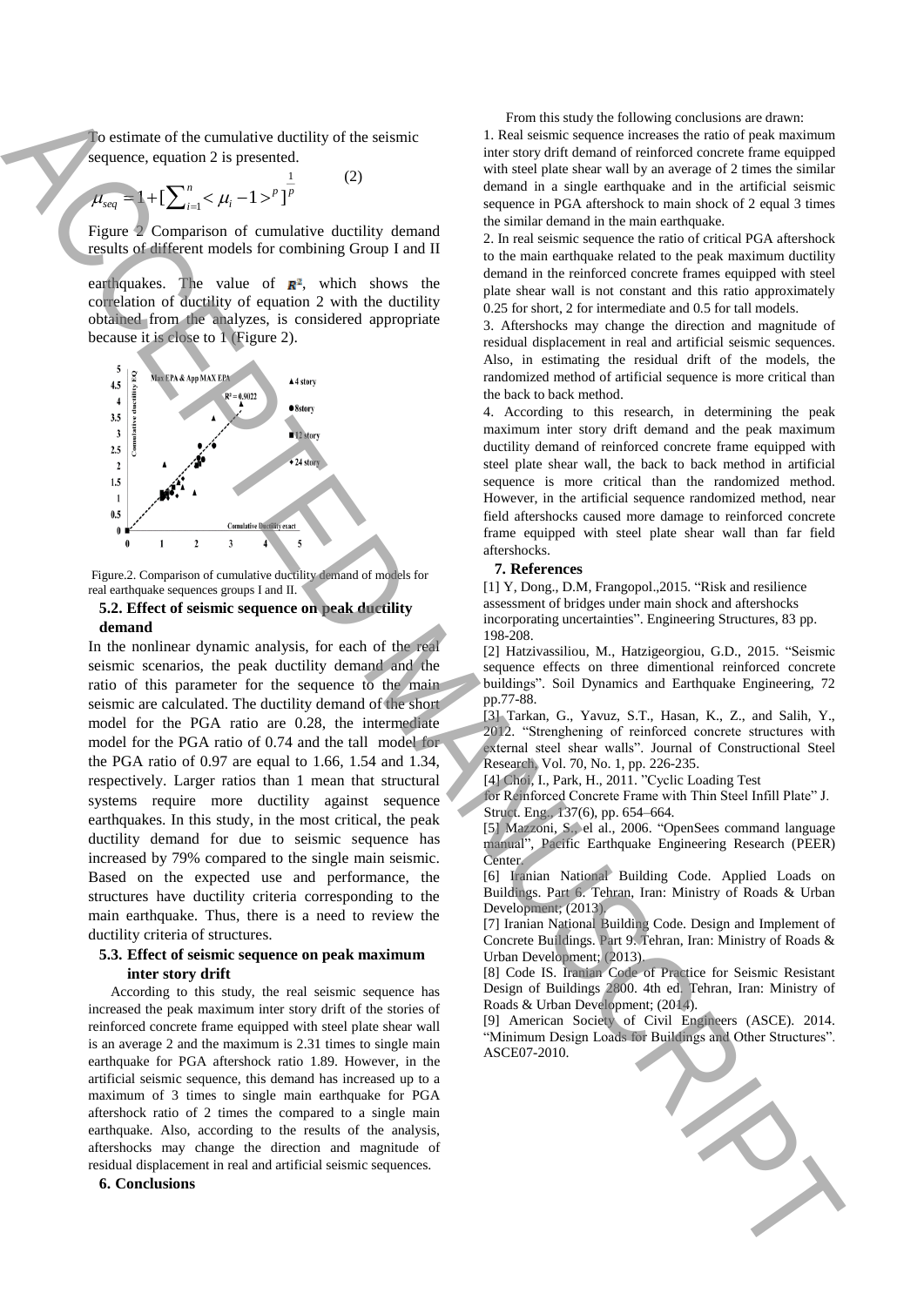To estimate of the cumulative ductility of the seismic sequence, equation 2 is presented.

$$\mu_{seq} = 1 + [\sum_{i=1}^{n} < \mu_i - 1 >^p]^{\frac{1}{p}} \quad (2)$$

Figure 2 Comparison of cumulative ductility demand results of different models for combining Group I and II

earthquakes. The value of $R^2$, which shows the correlation of ductility of equation 2 with the ductility obtained from the analyzes, is considered appropriate because it is close to 1 (Figure 2).

Max EPA & App MAX EPA
$R^2 = 0.9022$
4 story
8story
12 story
24 story
Cumulative ductility EQ
Cumulative Ductility exact
0 0.5 1 1.5 2 2.5 3 3.5 4 4.5 5
0 1 2 3 4 5

Figure.2. Comparison of cumulative ductility demand of models for real earthquake sequences groups I and II.

### 5.2. Effect of seismic sequence on peak ductility demand

In the nonlinear dynamic analysis, for each of the real seismic scenarios, the peak ductility demand and the ratio of this parameter for the sequence to the main seismic are calculated. The ductility demand of the short model for the PGA ratio are 0.28, the intermediate model for the PGA ratio of 0.74 and the tall model for the PGA ratio of 0.97 are equal to 1.66, 1.54 and 1.34, respectively. Larger ratios than 1 mean that structural systems require more ductility against sequence earthquakes. In this study, in the most critical, the peak ductility demand for due to seismic sequence has increased by 79% compared to the single main seismic. Based on the expected use and performance, the structures have ductility criteria corresponding to the main earthquake. Thus, there is a need to review the ductility criteria of structures.

### 5.3. Effect of seismic sequence on peak maximum inter story drift

According to this study, the real seismic sequence has increased the peak maximum inter story drift of the stories of reinforced concrete frame equipped with steel plate shear wall is an average 2 and the maximum is 2.31 times to single main earthquake for PGA aftershock ratio 1.89. However, in the artificial seismic sequence, this demand has increased up to a maximum of 3 times to single main earthquake for PGA aftershock ratio of 2 times the compared to a single main earthquake. Also, according to the results of the analysis, aftershocks may change the direction and magnitude of residual displacement in real and artificial seismic sequences.

## 6. Conclusions

From this study the following conclusions are drawn:

1. Real seismic sequence increases the ratio of peak maximum inter story drift demand of reinforced concrete frame equipped with steel plate shear wall by an average of 2 times the similar demand in a single earthquake and in the artificial seismic sequence in PGA aftershock to main shock of 2 equal 3 times the similar demand in the main earthquake.
2. In real seismic sequence the ratio of critical PGA aftershock to the main earthquake related to the peak maximum ductility demand in the reinforced concrete frames equipped with steel plate shear wall is not constant and this ratio approximately 0.25 for short, 2 for intermediate and 0.5 for tall models.
3. Aftershocks may change the direction and magnitude of residual displacement in real and artificial seismic sequences. Also, in estimating the residual drift of the models, the randomized method of artificial sequence is more critical than the back to back method.
4. According to this research, in determining the peak maximum inter story drift demand and the peak maximum ductility demand of reinforced concrete frame equipped with steel plate shear wall, the back to back method in artificial sequence is more critical than the randomized method. However, in the artificial sequence randomized method, near field aftershocks caused more damage to reinforced concrete frame equipped with steel plate shear wall than far field aftershocks.

## 7. References

[1] Y, Dong., D.M, Frangopol.,2015. "Risk and resilience assessment of bridges under main shock and aftershocks incorporating uncertainties". Engineering Structures, 83 pp. 198-208.

[2] Hatzivassiliou, M., Hatzigeorgiou, G.D., 2015. "Seismic sequence effects on three dimentional reinforced concrete buildings". Soil Dynamics and Earthquake Engineering, 72 pp.77-88.

[3] Tarkan, G., Yavuz, S.T., Hasan, K., Z., and Salih, Y., 2012. "Strenghening of reinforced concrete structures with external steel shear walls". Journal of Constructional Steel Research, Vol. 70, No. 1, pp. 226-235.

[4] Choi, I., Park, H., 2011. "Cyclic Loading Test for Reinforced Concrete Frame with Thin Steel Infill Plate" J. Struct. Eng., 137(6), pp. 654–664.

[5] Mazzoni, S., el al., 2006. "OpenSees command language manual", Pacific Earthquake Engineering Research (PEER) Center.

[6] Iranian National Building Code. Applied Loads on Buildings. Part 6. Tehran, Iran: Ministry of Roads & Urban Development; (2013).

[7] Iranian National Building Code. Design and Implement of Concrete Buildings. Part 9. Tehran, Iran: Ministry of Roads & Urban Development; (2013).

[8] Code IS. Iranian Code of Practice for Seismic Resistant Design of Buildings 2800. 4th ed. Tehran, Iran: Ministry of Roads & Urban Development; (2014).

[9] American Society of Civil Engineers (ASCE). 2014. "Minimum Design Loads for Buildings and Other Structures". ASCE07-2010.